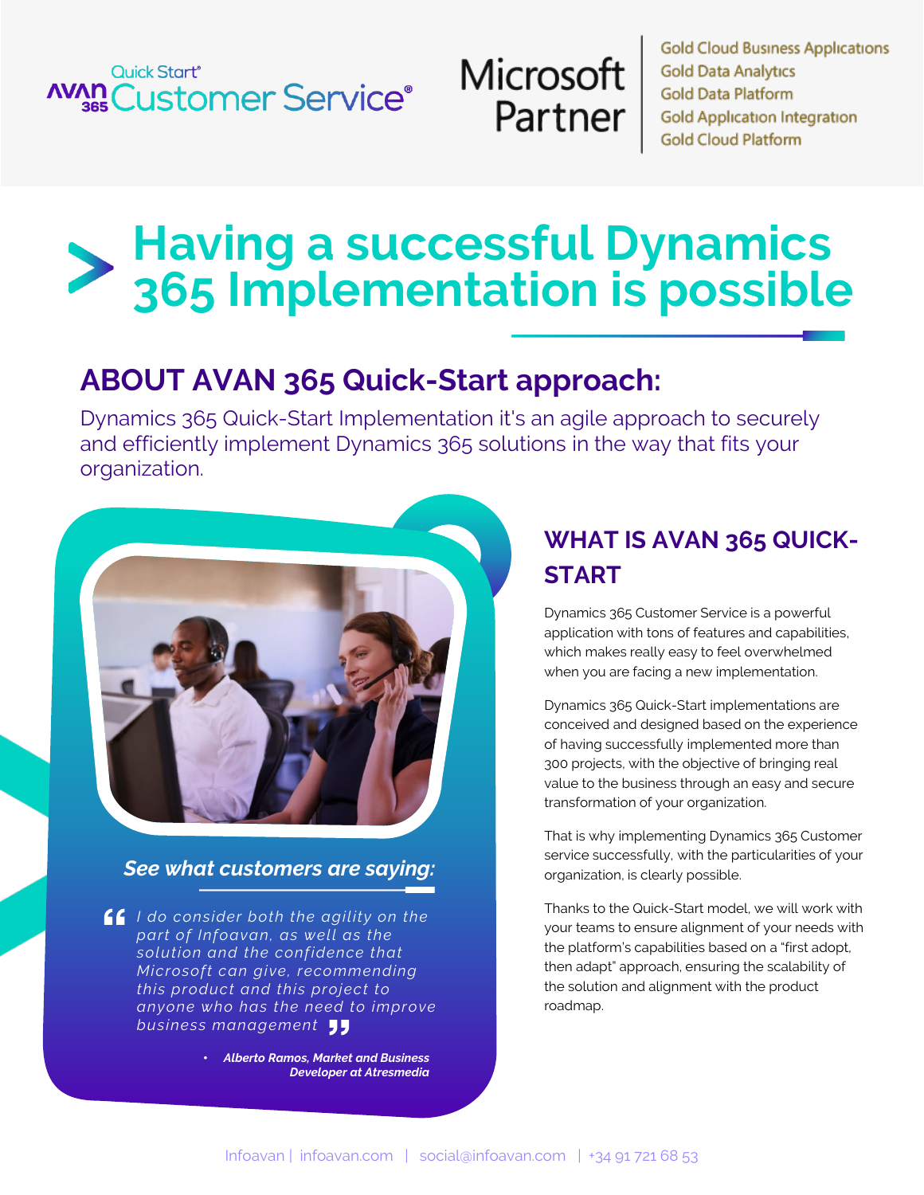Quick Start® AVAN 365 Customer Service®

Microsoft Partner

Gold Cloud Business Applications
Gold Data Analytics
Gold Data Platform
Gold Application Integration
Gold Cloud Platform

# Having a successful Dynamics 365 Implementation is possible

## ABOUT AVAN 365 Quick-Start approach:

Dynamics 365 Quick-Start Implementation it's an agile approach to securely and efficiently implement Dynamics 365 solutions in the way that fits your organization.

***See what customers are saying:***

> *I do consider both the agility on the part of Infoavan, as well as the solution and the confidence that Microsoft can give, recommending this product and this project to anyone who has the need to improve business management*

- ***Alberto Ramos, Market and Business Developer at Atresmedia***

## WHAT IS AVAN 365 QUICK-START

Dynamics 365 Customer Service is a powerful application with tons of features and capabilities, which makes really easy to feel overwhelmed when you are facing a new implementation.

Dynamics 365 Quick-Start implementations are conceived and designed based on the experience of having successfully implemented more than 300 projects, with the objective of bringing real value to the business through an easy and secure transformation of your organization.

That is why implementing Dynamics 365 Customer service successfully, with the particularities of your organization, is clearly possible.

Thanks to the Quick-Start model, we will work with your teams to ensure alignment of your needs with the platform's capabilities based on a "first adopt, then adapt" approach, ensuring the scalability of the solution and alignment with the product roadmap.

Infoavan | infoavan.com | social@infoavan.com | +34 91 721 68 53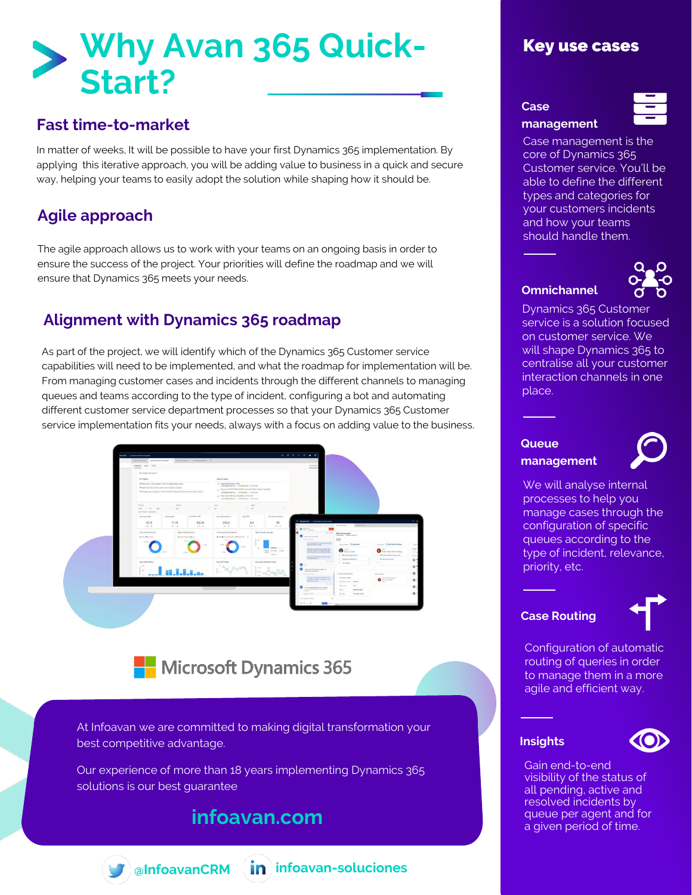# Why Avan 365 Quick-Start?

## Fast time-to-market

In matter of weeks, It will be possible to have your first Dynamics 365 implementation. By applying this iterative approach, you will be adding value to business in a quick and secure way, helping your teams to easily adopt the solution while shaping how it should be.

## Agile approach

The agile approach allows us to work with your teams on an ongoing basis in order to ensure the success of the project. Your priorities will define the roadmap and we will ensure that Dynamics 365 meets your needs.

## Alignment with Dynamics 365 roadmap

As part of the project, we will identify which of the Dynamics 365 Customer service capabilities will need to be implemented, and what the roadmap for implementation will be. From managing customer cases and incidents through the different channels to managing queues and teams according to the type of incident, configuring a bot and automating different customer service department processes so that your Dynamics 365 Customer service implementation fits your needs, always with a focus on adding value to the business.

Microsoft Dynamics 365

At Infoavan we are committed to making digital transformation your best competitive advantage.

Our experience of more than 18 years implementing Dynamics 365 solutions is our best guarantee

**infoavan.com**

@InfoavanCRM infoavan-soluciones

## Key use cases

### Case management

Case management is the core of Dynamics 365 Customer service. You'll be able to define the different types and categories for your customers incidents and how your teams should handle them.

### Omnichannel

Dynamics 365 Customer service is a solution focused on customer service. We will shape Dynamics 365 to centralise all your customer interaction channels in one place.

### Queue management

We will analyse internal processes to help you manage cases through the configuration of specific queues according to the type of incident, relevance, priority, etc.

### Case Routing

Configuration of automatic routing of queries in order to manage them in a more agile and efficient way.

### Insights

Gain end-to-end visibility of the status of all pending, active and resolved incidents by queue per agent and for a given period of time.